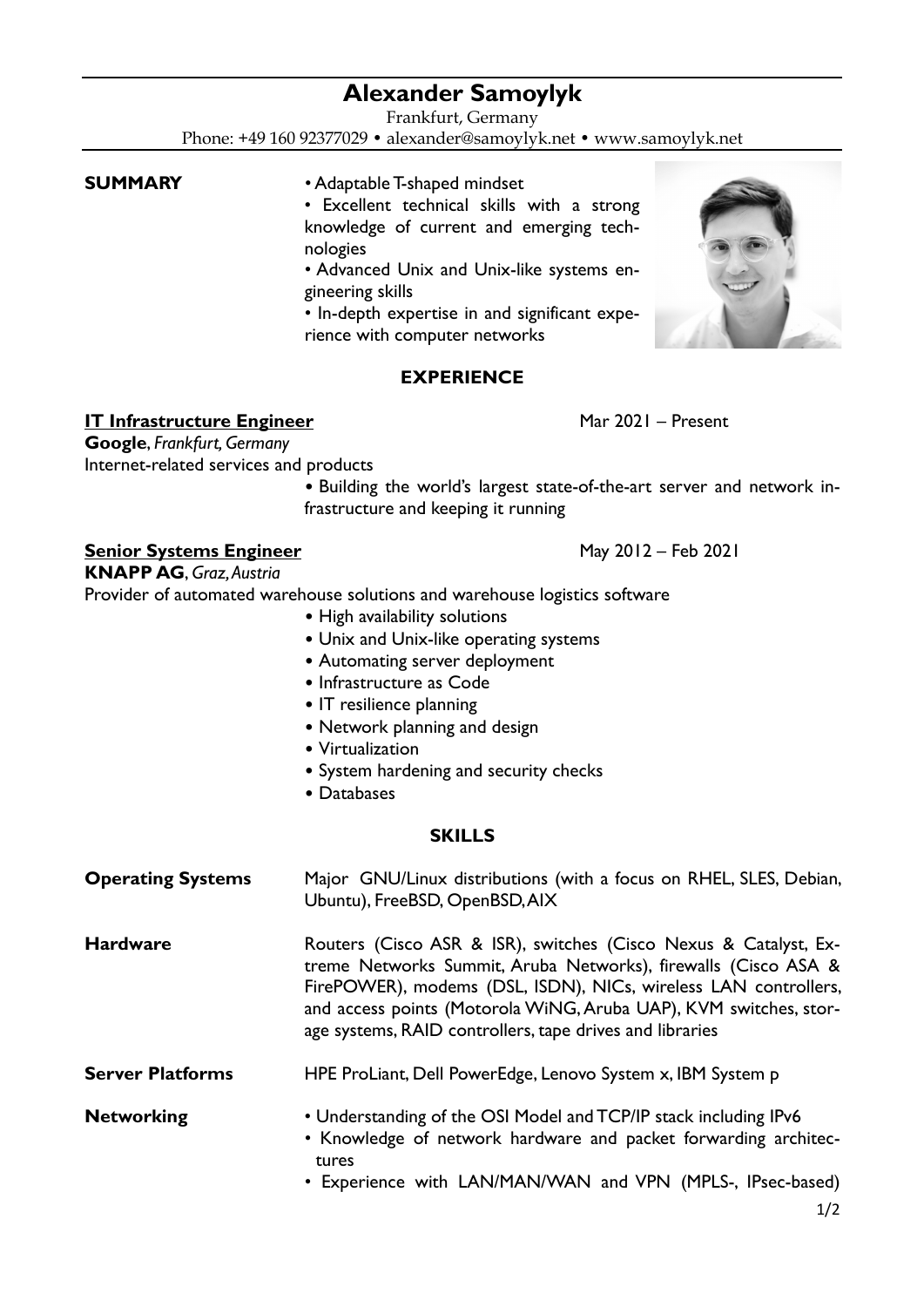# Alexander Samoylyk

Frankfurt, Germany
Phone: +49 160 92377029 • alexander@samoylyk.net • www.samoylyk.net

## SUMMARY

- Adaptable T-shaped mindset
- Excellent technical skills with a strong knowledge of current and emerging technologies
- Advanced Unix and Unix-like systems engineering skills
- In-depth expertise in and significant experience with computer networks

## EXPERIENCE

### IT Infrastructure Engineer
Mar 2021 – Present

**Google**, *Frankfurt, Germany*
Internet-related services and products

- Building the world's largest state-of-the-art server and network infrastructure and keeping it running

### Senior Systems Engineer
May 2012 – Feb 2021

**KNAPP AG**, *Graz, Austria*
Provider of automated warehouse solutions and warehouse logistics software

- High availability solutions
- Unix and Unix-like operating systems
- Automating server deployment
- Infrastructure as Code
- IT resilience planning
- Network planning and design
- Virtualization
- System hardening and security checks
- Databases

## SKILLS

**Operating Systems**
Major GNU/Linux distributions (with a focus on RHEL, SLES, Debian, Ubuntu), FreeBSD, OpenBSD, AIX

**Hardware**
Routers (Cisco ASR & ISR), switches (Cisco Nexus & Catalyst, Extreme Networks Summit, Aruba Networks), firewalls (Cisco ASA & FirePOWER), modems (DSL, ISDN), NICs, wireless LAN controllers, and access points (Motorola WiNG, Aruba UAP), KVM switches, storage systems, RAID controllers, tape drives and libraries

**Server Platforms**
HPE ProLiant, Dell PowerEdge, Lenovo System x, IBM System p

**Networking**

- Understanding of the OSI Model and TCP/IP stack including IPv6
- Knowledge of network hardware and packet forwarding architectures
- Experience with LAN/MAN/WAN and VPN (MPLS-, IPsec-based)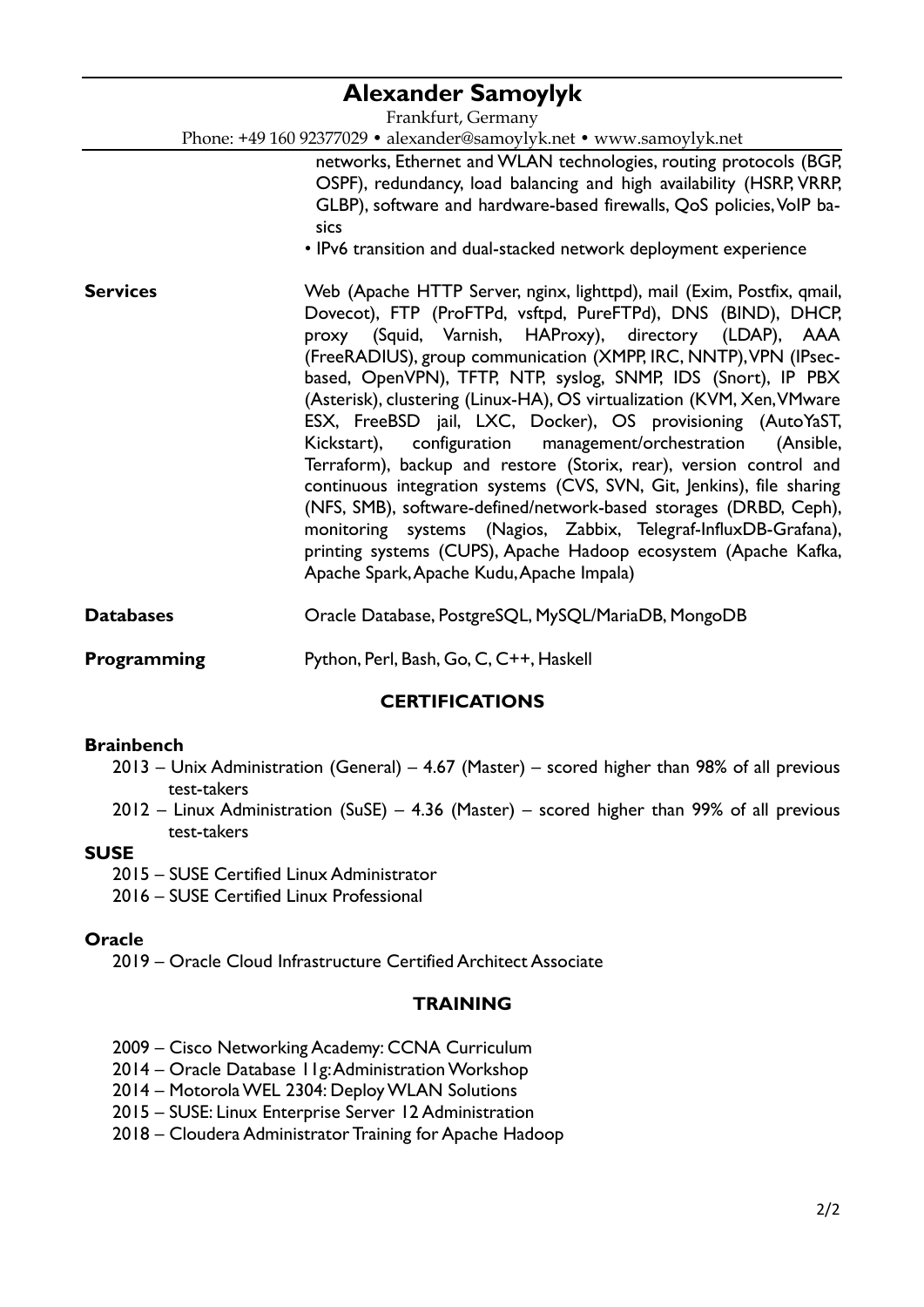networks, Ethernet and WLAN technologies, routing protocols (BGP, OSPF), redundancy, load balancing and high availability (HSRP, VRRP, GLBP), software and hardware-based firewalls, QoS policies, VoIP basics
- IPv6 transition and dual-stacked network deployment experience

**Services**

Web (Apache HTTP Server, nginx, lighttpd), mail (Exim, Postfix, qmail, Dovecot), FTP (ProFTPd, vsftpd, PureFTPd), DNS (BIND), DHCP, proxy (Squid, Varnish, HAProxy), directory (LDAP), AAA (FreeRADIUS), group communication (XMPP, IRC, NNTP), VPN (IPsec-based, OpenVPN), TFTP, NTP, syslog, SNMP, IDS (Snort), IP PBX (Asterisk), clustering (Linux-HA), OS virtualization (KVM, Xen, VMware ESX, FreeBSD jail, LXC, Docker), OS provisioning (AutoYaST, Kickstart), configuration management/orchestration (Ansible, Terraform), backup and restore (Storix, rear), version control and continuous integration systems (CVS, SVN, Git, Jenkins), file sharing (NFS, SMB), software-defined/network-based storages (DRBD, Ceph), monitoring systems (Nagios, Zabbix, Telegraf-InfluxDB-Grafana), printing systems (CUPS), Apache Hadoop ecosystem (Apache Kafka, Apache Spark, Apache Kudu, Apache Impala)

**Databases**

Oracle Database, PostgreSQL, MySQL/MariaDB, MongoDB

**Programming**

Python, Perl, Bash, Go, C, C++, Haskell

## CERTIFICATIONS

**Brainbench**

- 2013 – Unix Administration (General) – 4.67 (Master) – scored higher than 98% of all previous test-takers
- 2012 – Linux Administration (SuSE) – 4.36 (Master) – scored higher than 99% of all previous test-takers

**SUSE**

- 2015 – SUSE Certified Linux Administrator
- 2016 – SUSE Certified Linux Professional

**Oracle**

- 2019 – Oracle Cloud Infrastructure Certified Architect Associate

## TRAINING

- 2009 – Cisco Networking Academy: CCNA Curriculum
- 2014 – Oracle Database 11g: Administration Workshop
- 2014 – Motorola WEL 2304: Deploy WLAN Solutions
- 2015 – SUSE: Linux Enterprise Server 12 Administration
- 2018 – Cloudera Administrator Training for Apache Hadoop